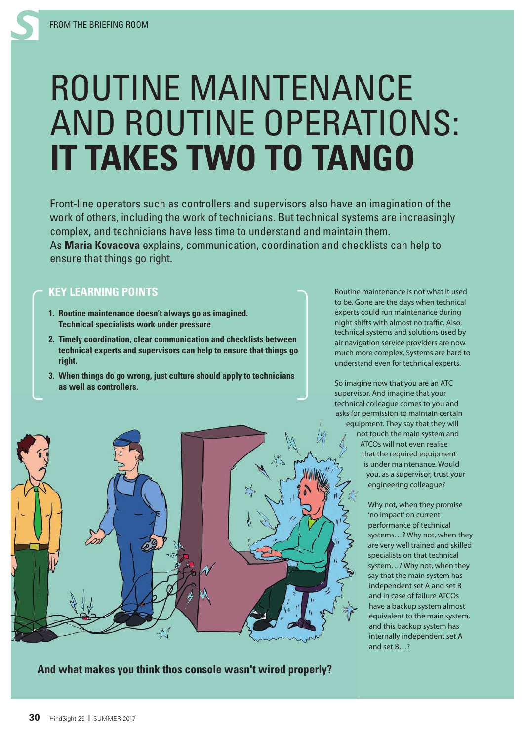FROM THE BRIEFING ROOM

# ROUTINE MAINTENANCE AND ROUTINE OPERATIONS: **IT TAKES TWO TO TANGO**

Front-line operators such as controllers and supervisors also have an imagination of the work of others, including the work of technicians. But technical systems are increasingly complex, and technicians have less time to understand and maintain them. As **Maria Kovacova** explains, communication, coordination and checklists can help to ensure that things go right.

## KEY LEARNING POINTS

1. **Routine maintenance doesn't always go as imagined. Technical specialists work under pressure**
2. **Timely coordination, clear communication and checklists between technical experts and supervisors can help to ensure that things go right.**
3. **When things do go wrong, just culture should apply to technicians as well as controllers.**

**And what makes you think thos console wasn't wired properly?**

Routine maintenance is not what it used to be. Gone are the days when technical experts could run maintenance during night shifts with almost no traffic. Also, technical systems and solutions used by air navigation service providers are now much more complex. Systems are hard to understand even for technical experts.

So imagine now that you are an ATC supervisor. And imagine that your technical colleague comes to you and asks for permission to maintain certain equipment. They say that they will not touch the main system and ATCOs will not even realise that the required equipment is under maintenance. Would you, as a supervisor, trust your engineering colleague?

Why not, when they promise 'no impact' on current performance of technical systems…? Why not, when they are very well trained and skilled specialists on that technical system…? Why not, when they say that the main system has independent set A and set B and in case of failure ATCOs have a backup system almost equivalent to the main system, and this backup system has internally independent set A and set B…?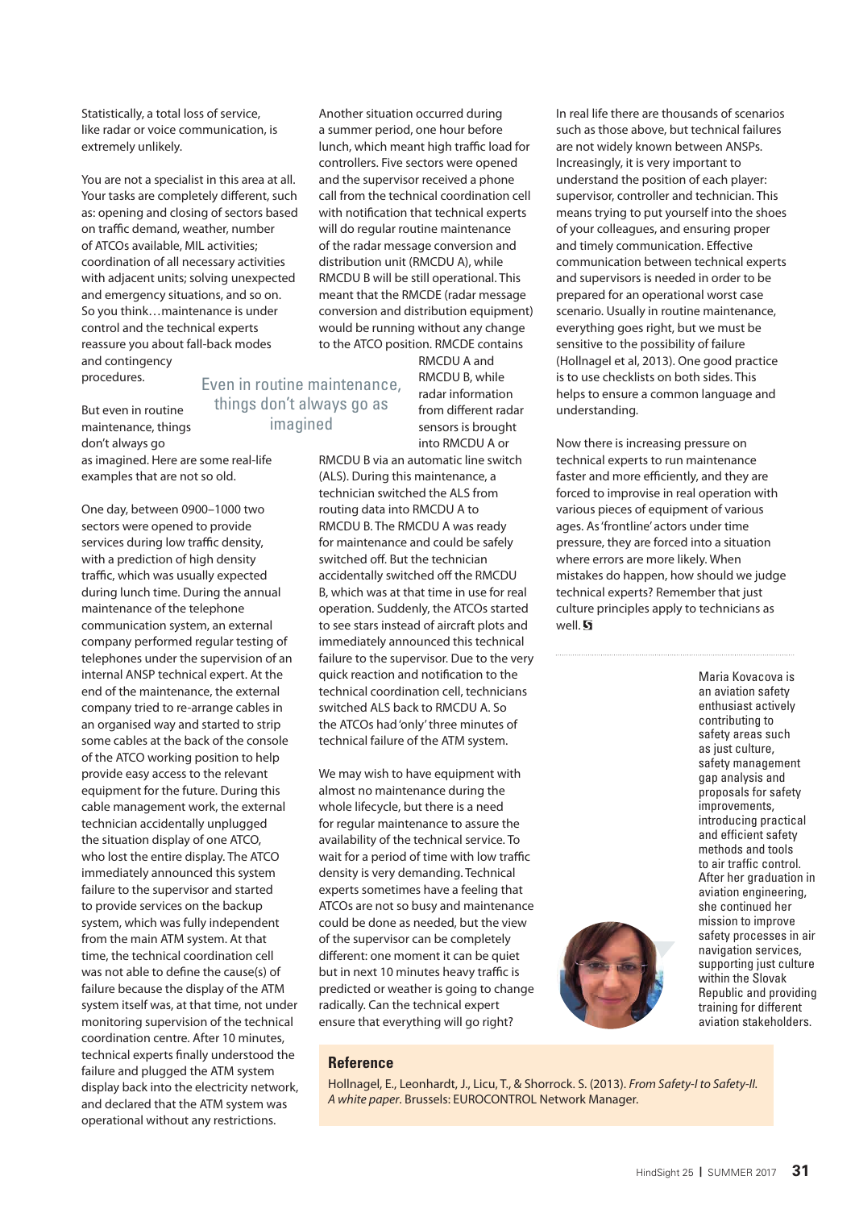Statistically, a total loss of service, like radar or voice communication, is extremely unlikely.

You are not a specialist in this area at all. Your tasks are completely different, such as: opening and closing of sectors based on traffic demand, weather, number of ATCOs available, MIL activities; coordination of all necessary activities with adjacent units; solving unexpected and emergency situations, and so on. So you think…maintenance is under control and the technical experts reassure you about fall-back modes and contingency procedures.

But even in routine maintenance, things don't always go as imagined. Here are some real-life examples that are not so old.

> Even in routine maintenance, things don't always go as imagined

One day, between 0900–1000 two sectors were opened to provide services during low traffic density, with a prediction of high density traffic, which was usually expected during lunch time. During the annual maintenance of the telephone communication system, an external company performed regular testing of telephones under the supervision of an internal ANSP technical expert. At the end of the maintenance, the external company tried to re-arrange cables in an organised way and started to strip some cables at the back of the console of the ATCO working position to help provide easy access to the relevant equipment for the future. During this cable management work, the external technician accidentally unplugged the situation display of one ATCO, who lost the entire display. The ATCO immediately announced this system failure to the supervisor and started to provide services on the backup system, which was fully independent from the main ATM system. At that time, the technical coordination cell was not able to define the cause(s) of failure because the display of the ATM system itself was, at that time, not under monitoring supervision of the technical coordination centre. After 10 minutes, technical experts finally understood the failure and plugged the ATM system display back into the electricity network, and declared that the ATM system was operational without any restrictions.

Another situation occurred during a summer period, one hour before lunch, which meant high traffic load for controllers. Five sectors were opened and the supervisor received a phone call from the technical coordination cell with notification that technical experts will do regular routine maintenance of the radar message conversion and distribution unit (RMCDU A), while RMCDU B will be still operational. This meant that the RMCDE (radar message conversion and distribution equipment) would be running without any change to the ATCO position. RMCDE contains RMCDU A and RMCDU B, while radar information from different radar sensors is brought into RMCDU A or RMCDU B via an automatic line switch (ALS). During this maintenance, a technician switched the ALS from routing data into RMCDU A to RMCDU B. The RMCDU A was ready for maintenance and could be safely switched off. But the technician accidentally switched off the RMCDU B, which was at that time in use for real operation. Suddenly, the ATCOs started to see stars instead of aircraft plots and immediately announced this technical failure to the supervisor. Due to the very quick reaction and notification to the technical coordination cell, technicians switched ALS back to RMCDU A. So the ATCOs had 'only' three minutes of technical failure of the ATM system.

We may wish to have equipment with almost no maintenance during the whole lifecycle, but there is a need for regular maintenance to assure the availability of the technical service. To wait for a period of time with low traffic density is very demanding. Technical experts sometimes have a feeling that ATCOs are not so busy and maintenance could be done as needed, but the view of the supervisor can be completely different: one moment it can be quiet but in next 10 minutes heavy traffic is predicted or weather is going to change radically. Can the technical expert ensure that everything will go right?

In real life there are thousands of scenarios such as those above, but technical failures are not widely known between ANSPs. Increasingly, it is very important to understand the position of each player: supervisor, controller and technician. This means trying to put yourself into the shoes of your colleagues, and ensuring proper and timely communication. Effective communication between technical experts and supervisors is needed in order to be prepared for an operational worst case scenario. Usually in routine maintenance, everything goes right, but we must be sensitive to the possibility of failure (Hollnagel et al, 2013). One good practice is to use checklists on both sides. This helps to ensure a common language and understanding.

Now there is increasing pressure on technical experts to run maintenance faster and more efficiently, and they are forced to improvise in real operation with various pieces of equipment of various ages. As 'frontline' actors under time pressure, they are forced into a situation where errors are more likely. When mistakes do happen, how should we judge technical experts? Remember that just culture principles apply to technicians as well.

Maria Kovacova is an aviation safety enthusiast actively contributing to safety areas such as just culture, safety management gap analysis and proposals for safety improvements, introducing practical and efficient safety methods and tools to air traffic control. After her graduation in aviation engineering, she continued her mission to improve safety processes in air navigation services, supporting just culture within the Slovak Republic and providing training for different aviation stakeholders.

## Reference

Hollnagel, E., Leonhardt, J., Licu, T., & Shorrock. S. (2013). *From Safety-I to Safety-II. A white paper*. Brussels: EUROCONTROL Network Manager.